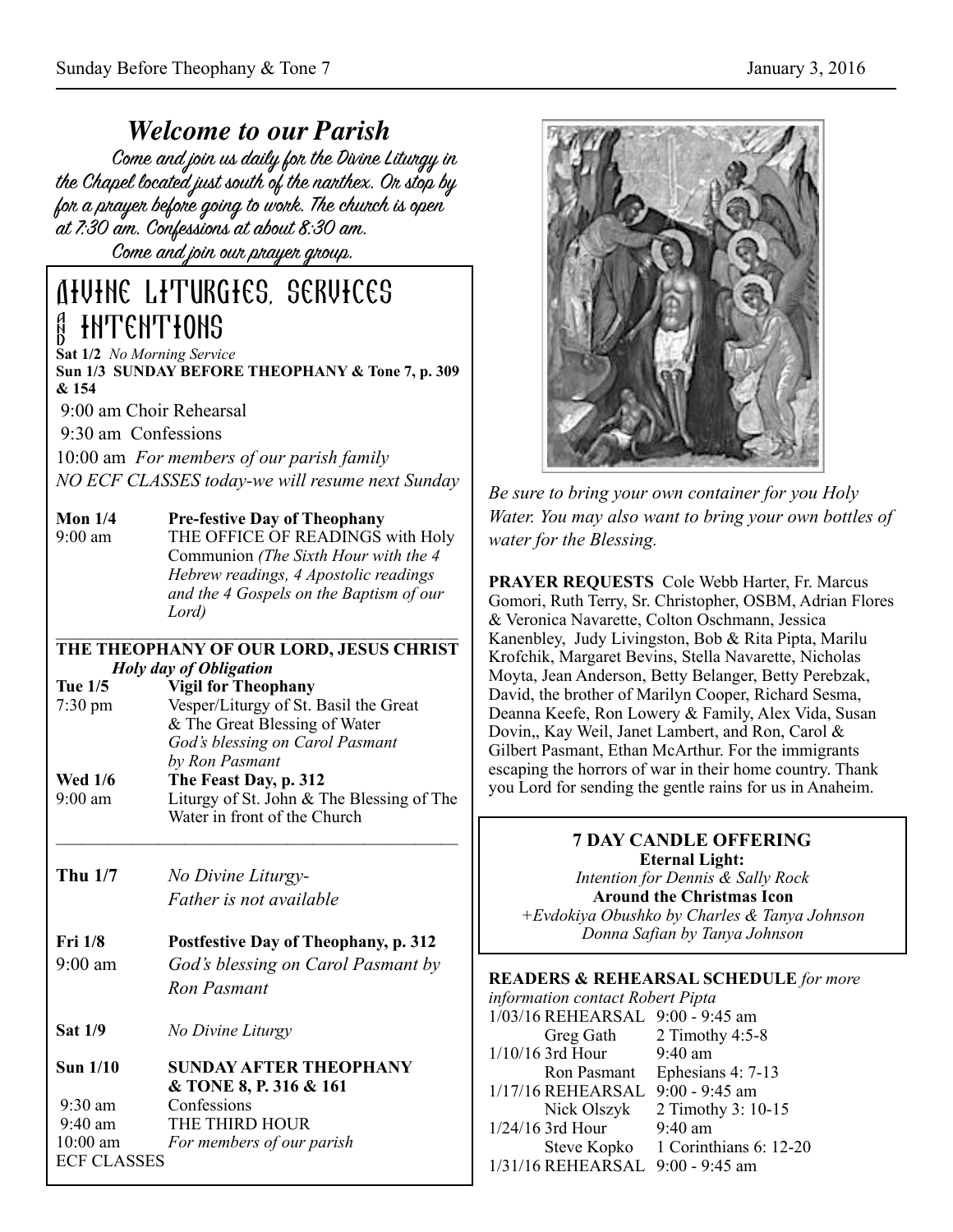# *Welcome to our Parish*

*Come and join us daily for the Divine Liturgy in the Chapel located just south of the narthex. Or stop by for a prayer before going to work. The church is open at 7:30 am. Confessions at about 8:30 am.*

*Come and join our prayer group.*

## Divine Liturgies, Services and Intentions

**Sat 1/2** *No Morning Service*

**Sun 1/3 SUNDAY BEFORE THEOPHANY & Tone 7, p. 309 & 154**

9:00 am Choir Rehearsal

9:30 am Confessions

10:00 am *For members of our parish family*

*NO ECF CLASSES today-we will resume next Sunday*

**Mon 1/4** **Pre-festive Day of Theophany**
9:00 am THE OFFICE OF READINGS with Holy Communion *(The Sixth Hour with the 4 Hebrew readings, 4 Apostolic readings and the 4 Gospels on the Baptism of our Lord)*

**THE THEOPHANY OF OUR LORD, JESUS CHRIST**
***Holy day of Obligation***

**Tue 1/5** **Vigil for Theophany**
7:30 pm Vesper/Liturgy of St. Basil the Great & The Great Blessing of Water
*God's blessing on Carol Pasmant by Ron Pasmant*

**Wed 1/6** **The Feast Day, p. 312**
9:00 am Liturgy of St. John & The Blessing of The Water in front of the Church

**Thu 1/7** *No Divine Liturgy- Father is not available*

**Fri 1/8** **Postfestive Day of Theophany, p. 312**
9:00 am *God's blessing on Carol Pasmant by Ron Pasmant*

**Sat 1/9** *No Divine Liturgy*

**Sun 1/10** **SUNDAY AFTER THEOPHANY & TONE 8, P. 316 & 161**
9:30 am Confessions
9:40 am THE THIRD HOUR
10:00 am *For members of our parish*
ECF CLASSES

*Be sure to bring your own container for you Holy Water. You may also want to bring your own bottles of water for the Blessing.*

**PRAYER REQUESTS** Cole Webb Harter, Fr. Marcus Gomori, Ruth Terry, Sr. Christopher, OSBM, Adrian Flores & Veronica Navarette, Colton Oschmann, Jessica Kanenbley, Judy Livingston, Bob & Rita Pipta, Marilu Krofchik, Margaret Bevins, Stella Navarette, Nicholas Moyta, Jean Anderson, Betty Belanger, Betty Perebzak, David, the brother of Marilyn Cooper, Richard Sesma, Deanna Keefe, Ron Lowery & Family, Alex Vida, Susan Dovin,, Kay Weil, Janet Lambert, and Ron, Carol & Gilbert Pasmant, Ethan McArthur. For the immigrants escaping the horrors of war in their home country. Thank you Lord for sending the gentle rains for us in Anaheim.

**7 DAY CANDLE OFFERING**

**Eternal Light:**
*Intention for Dennis & Sally Rock*

**Around the Christmas Icon**
*+Evdokiya Obushko by Charles & Tanya Johnson*
*Donna Safian by Tanya Johnson*

**READERS & REHEARSAL SCHEDULE** *for more information contact Robert Pipta*

| | |
|---|---|
| 1/03/16 REHEARSAL | 9:00 - 9:45 am |
| Greg Gath | 2 Timothy 4:5-8 |
| 1/10/16 3rd Hour | 9:40 am |
| Ron Pasmant | Ephesians 4: 7-13 |
| 1/17/16 REHEARSAL | 9:00 - 9:45 am |
| Nick Olszyk | 2 Timothy 3: 10-15 |
| 1/24/16 3rd Hour | 9:40 am |
| Steve Kopko | 1 Corinthians 6: 12-20 |
| 1/31/16 REHEARSAL | 9:00 - 9:45 am |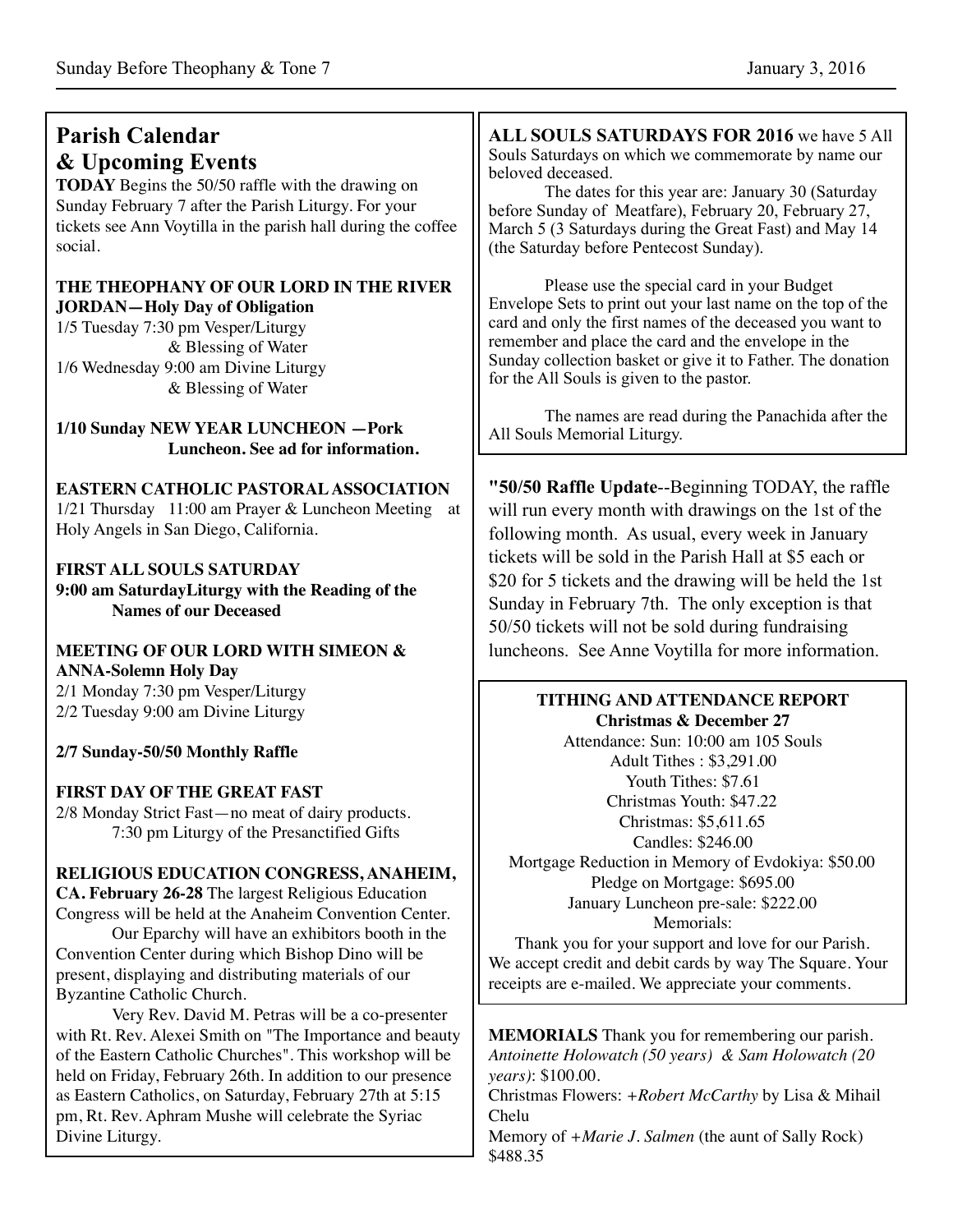## Parish Calendar & Upcoming Events

**TODAY** Begins the 50/50 raffle with the drawing on Sunday February 7 after the Parish Liturgy. For your tickets see Ann Voytilla in the parish hall during the coffee social.

**THE THEOPHANY OF OUR LORD IN THE RIVER JORDAN—Holy Day of Obligation**
1/5 Tuesday 7:30 pm Vesper/Liturgy & Blessing of Water
1/6 Wednesday 9:00 am Divine Liturgy & Blessing of Water

**1/10 Sunday NEW YEAR LUNCHEON —Pork Luncheon. See ad for information.**

**EASTERN CATHOLIC PASTORAL ASSOCIATION**
1/21 Thursday 11:00 am Prayer & Luncheon Meeting at Holy Angels in San Diego, California.

**FIRST ALL SOULS SATURDAY**
**9:00 am SaturdayLiturgy with the Reading of the Names of our Deceased**

**MEETING OF OUR LORD WITH SIMEON & ANNA-Solemn Holy Day**
2/1 Monday 7:30 pm Vesper/Liturgy
2/2 Tuesday 9:00 am Divine Liturgy

**2/7 Sunday-50/50 Monthly Raffle**

**FIRST DAY OF THE GREAT FAST**
2/8 Monday Strict Fast—no meat of dairy products.
7:30 pm Liturgy of the Presanctified Gifts

**RELIGIOUS EDUCATION CONGRESS, ANAHEIM, CA. February 26-28** The largest Religious Education Congress will be held at the Anaheim Convention Center.

Our Eparchy will have an exhibitors booth in the Convention Center during which Bishop Dino will be present, displaying and distributing materials of our Byzantine Catholic Church.

Very Rev. David M. Petras will be a co-presenter with Rt. Rev. Alexei Smith on "The Importance and beauty of the Eastern Catholic Churches". This workshop will be held on Friday, February 26th. In addition to our presence as Eastern Catholics, on Saturday, February 27th at 5:15 pm, Rt. Rev. Aphram Mushe will celebrate the Syriac Divine Liturgy.

**ALL SOULS SATURDAYS FOR 2016** we have 5 All Souls Saturdays on which we commemorate by name our beloved deceased.

The dates for this year are: January 30 (Saturday before Sunday of Meatfare), February 20, February 27, March 5 (3 Saturdays during the Great Fast) and May 14 (the Saturday before Pentecost Sunday).

Please use the special card in your Budget Envelope Sets to print out your last name on the top of the card and only the first names of the deceased you want to remember and place the card and the envelope in the Sunday collection basket or give it to Father. The donation for the All Souls is given to the pastor.

The names are read during the Panachida after the All Souls Memorial Liturgy.

**"50/50 Raffle Update**--Beginning TODAY, the raffle will run every month with drawings on the 1st of the following month. As usual, every week in January tickets will be sold in the Parish Hall at $5 each or $20 for 5 tickets and the drawing will be held the 1st Sunday in February 7th. The only exception is that 50/50 tickets will not be sold during fundraising luncheons. See Anne Voytilla for more information.

**TITHING AND ATTENDANCE REPORT**
**Christmas & December 27**

Attendance: Sun: 10:00 am 105 Souls
Adult Tithes : $3,291.00
Youth Tithes: $7.61
Christmas Youth: $47.22
Christmas: $5,611.65
Candles: $246.00
Mortgage Reduction in Memory of Evdokiya: $50.00
Pledge on Mortgage: $695.00
January Luncheon pre-sale: $222.00
Memorials:

Thank you for your support and love for our Parish. We accept credit and debit cards by way The Square. Your receipts are e-mailed. We appreciate your comments.

**MEMORIALS** Thank you for remembering our parish.
*Antoinette Holowatch (50 years) & Sam Holowatch (20 years)*: $100.00.
Christmas Flowers: *+Robert McCarthy* by Lisa & Mihail Chelu
Memory of *+Marie J. Salmen* (the aunt of Sally Rock) $488.35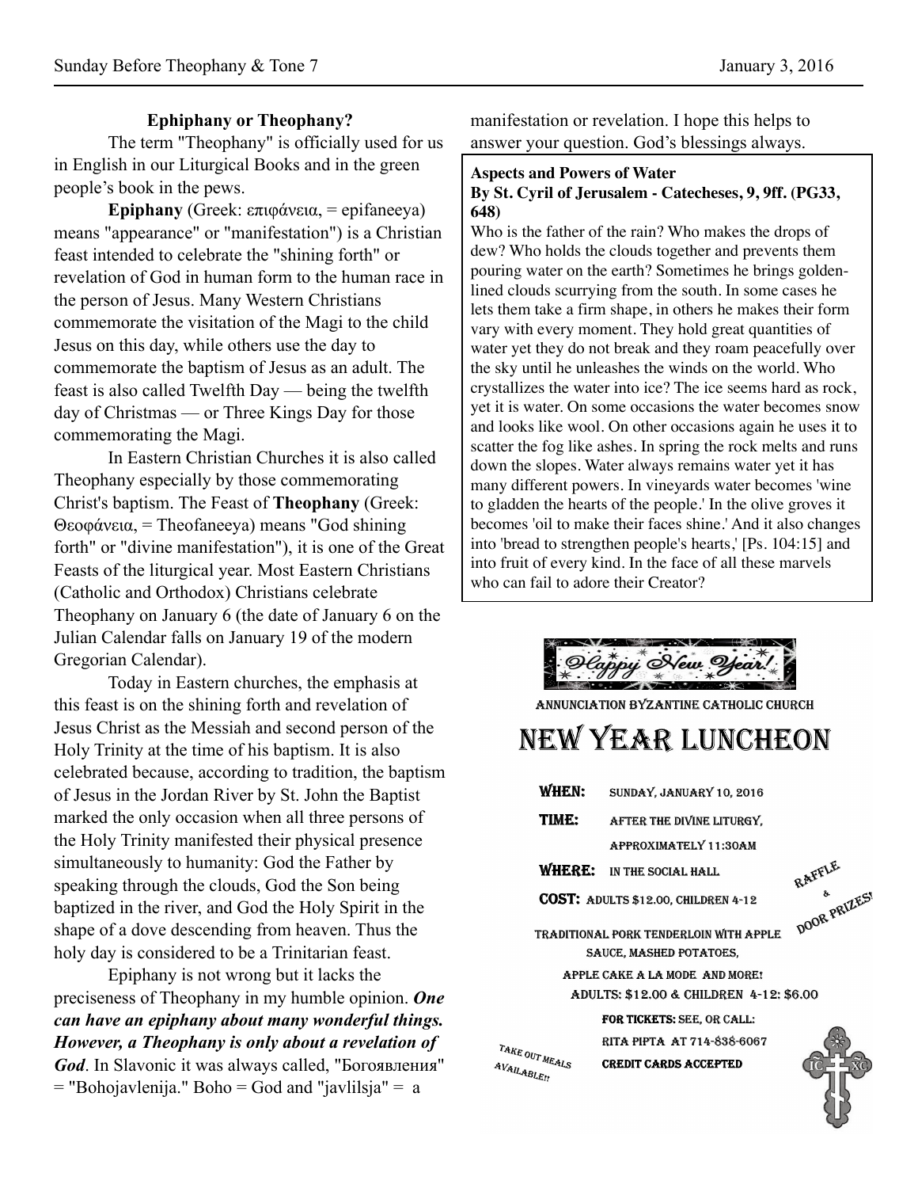### Epiphany or Theophany?

The term "Theophany" is officially used for us in English in our Liturgical Books and in the green people's book in the pews.

**Epiphany** (Greek: επιφάνεια, = epifaneeya) means "appearance" or "manifestation") is a Christian feast intended to celebrate the "shining forth" or revelation of God in human form to the human race in the person of Jesus. Many Western Christians commemorate the visitation of the Magi to the child Jesus on this day, while others use the day to commemorate the baptism of Jesus as an adult. The feast is also called Twelfth Day — being the twelfth day of Christmas — or Three Kings Day for those commemorating the Magi.

In Eastern Christian Churches it is also called Theophany especially by those commemorating Christ's baptism. The Feast of **Theophany** (Greek: Θεοφάνεια, = Theofaneeya) means "God shining forth" or "divine manifestation"), it is one of the Great Feasts of the liturgical year. Most Eastern Christians (Catholic and Orthodox) Christians celebrate Theophany on January 6 (the date of January 6 on the Julian Calendar falls on January 19 of the modern Gregorian Calendar).

Today in Eastern churches, the emphasis at this feast is on the shining forth and revelation of Jesus Christ as the Messiah and second person of the Holy Trinity at the time of his baptism. It is also celebrated because, according to tradition, the baptism of Jesus in the Jordan River by St. John the Baptist marked the only occasion when all three persons of the Holy Trinity manifested their physical presence simultaneously to humanity: God the Father by speaking through the clouds, God the Son being baptized in the river, and God the Holy Spirit in the shape of a dove descending from heaven. Thus the holy day is considered to be a Trinitarian feast.

Epiphany is not wrong but it lacks the preciseness of Theophany in my humble opinion. ***One can have an epiphany about many wonderful things. However, a Theophany is only about a revelation of God***. In Slavonic it was always called, "Богоявления" = "Bohojavlenija." Boho = God and "javlilsja" = a manifestation or revelation. I hope this helps to answer your question. God's blessings always.

**Aspects and Powers of Water**
**By St. Cyril of Jerusalem - Catecheses, 9, 9ff. (PG33, 648)**

Who is the father of the rain? Who makes the drops of dew? Who holds the clouds together and prevents them pouring water on the earth? Sometimes he brings golden-lined clouds scurrying from the south. In some cases he lets them take a firm shape, in others he makes their form vary with every moment. They hold great quantities of water yet they do not break and they roam peacefully over the sky until he unleashes the winds on the world. Who crystallizes the water into ice? The ice seems hard as rock, yet it is water. On some occasions the water becomes snow and looks like wool. On other occasions again he uses it to scatter the fog like ashes. In spring the rock melts and runs down the slopes. Water always remains water yet it has many different powers. In vineyards water becomes 'wine to gladden the hearts of the people.' In the olive groves it becomes 'oil to make their faces shine.' And it also changes into 'bread to strengthen people's hearts,' [Ps. 104:15] and into fruit of every kind. In the face of all these marvels who can fail to adore their Creator?

Happy New Year!

ANNUNCIATION BYZANTINE CATHOLIC CHURCH

## NEW YEAR LUNCHEON

**WHEN:** SUNDAY, JANUARY 10, 2016

**TIME:** AFTER THE DIVINE LITURGY, APPROXIMATELY 11:30AM

**WHERE:** IN THE SOCIAL HALL

**COST:** ADULTS $12.00, CHILDREN 4-12

RAFFLE & DOOR PRIZES!

TRADITIONAL PORK TENDERLOIN WITH APPLE SAUCE, MASHED POTATOES, APPLE CAKE A LA MODE AND MORE!

ADULTS: $12.00 & CHILDREN 4-12: $6.00

**FOR TICKETS:** SEE, OR CALL: RITA PIPTA AT 714-838-6067

**CREDIT CARDS ACCEPTED**

TAKE OUT MEALS AVAILABLE!!